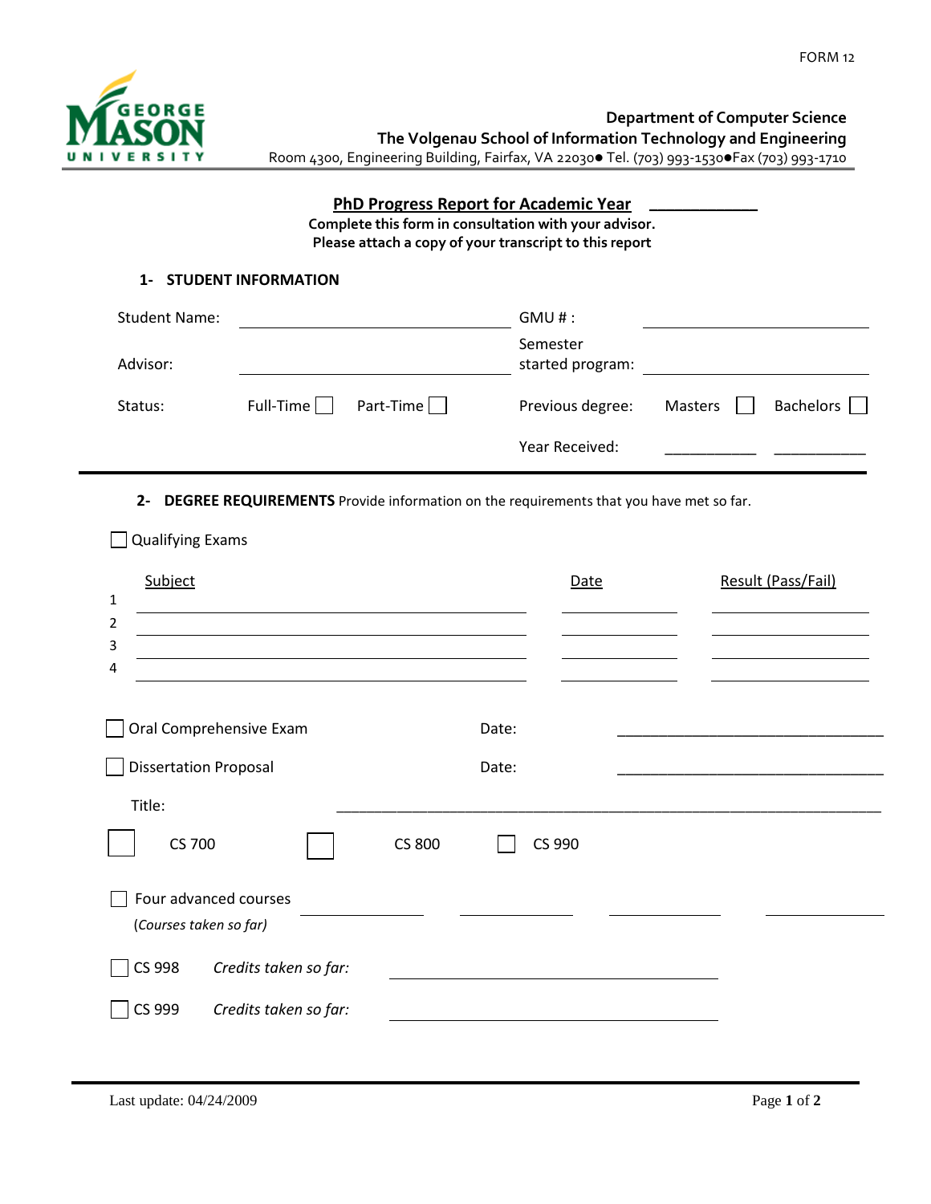FORM 12

**Department of Computer Science**
**The Volgenau School of Information Technology and Engineering**
Room 4300, Engineering Building, Fairfax, VA 22030● Tel. (703) 993-1530●Fax (703) 993-1710

## PhD Progress Report for Academic Year ____________

**Complete this form in consultation with your advisor.**
**Please attach a copy of your transcript to this report**

### 1- STUDENT INFORMATION

Student Name: ______________________ GMU # : ______________________

Advisor: ______________________ Semester started program: ______________________

Status: Full-Time ☐ Part-Time ☐ Previous degree: Masters ☐ Bachelors ☐

Year Received: ___________ ___________

### 2- DEGREE REQUIREMENTS Provide information on the requirements that you have met so far.

☐ Qualifying Exams

| | Subject | Date | Result (Pass/Fail) |
|---|---|---|---|
| 1 | | | |
| 2 | | | |
| 3 | | | |
| 4 | | | |

☐ Oral Comprehensive Exam Date: ______________________

☐ Dissertation Proposal Date: ______________________

Title: ______________________________________________

☐ CS 700 ☐ CS 800 ☐ CS 990

☐ Four advanced courses ___________ ___________ ___________ ___________
(*Courses taken so far)*

☐ CS 998 *Credits taken so far:* ______________________

☐ CS 999 *Credits taken so far:* ______________________

Last update: 04/24/2009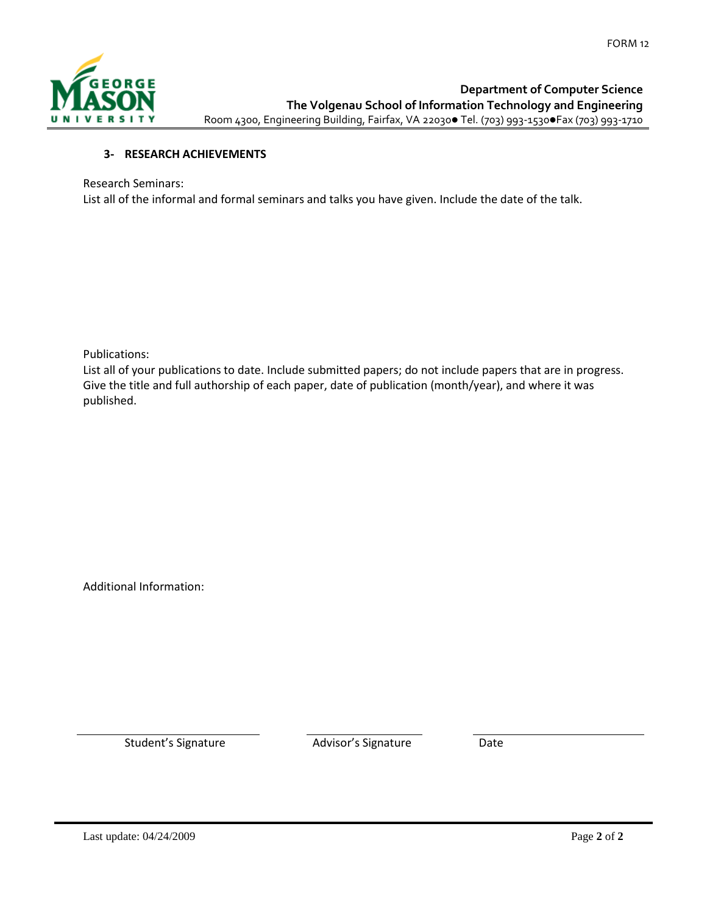FORM 12

**Department of Computer Science**
**The Volgenau School of Information Technology and Engineering**
Room 4300, Engineering Building, Fairfax, VA 22030● Tel. (703) 993-1530●Fax (703) 993-1710

### 3- RESEARCH ACHIEVEMENTS

Research Seminars:
List all of the informal and formal seminars and talks you have given. Include the date of the talk.

Publications:
List all of your publications to date. Include submitted papers; do not include papers that are in progress. Give the title and full authorship of each paper, date of publication (month/year), and where it was published.

Additional Information:

Student's Signature    Advisor's Signature    Date

Last update: 04/24/2009